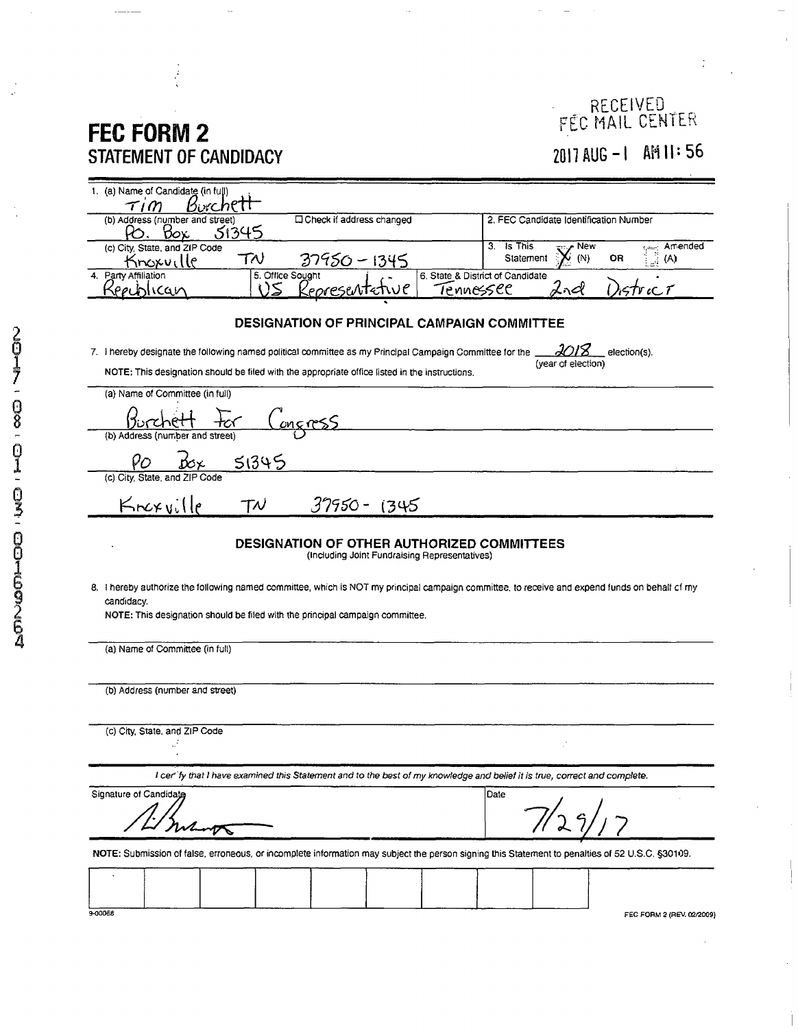# FEC FORM 2
## STATEMENT OF CANDIDACY

RECEIVED
FEC MAIL CENTER
2017 AUG -1 AM 11:56

| | | |
|---|---|---|
| 1. (a) Name of Candidate (in full) Tim Burchett | | |
| (b) Address (number and street) PO. Box 51345 | ☐ Check if address changed | 2. FEC Candidate Identification Number |
| (c) City, State, and ZIP Code Knoxville TN 37950-1345 | | 3. Is This Statement ☒ New (N) OR ☐ Amended (A) |
| 4. Party Affiliation Republican | 5. Office Sought US Representative | 6. State & District of Candidate Tennessee 2nd District |

### DESIGNATION OF PRINCIPAL CAMPAIGN COMMITTEE

7. I hereby designate the following named political committee as my Principal Campaign Committee for the 2018 (year of election) election(s).

**NOTE:** This designation should be filed with the appropriate office listed in the instructions.

(a) Name of Committee (in full)
Burchett For Congress

(b) Address (number and street)
PO Box 51345

(c) City, State, and ZIP Code
Knoxville TN 37950-1345

### DESIGNATION OF OTHER AUTHORIZED COMMITTEES
(Including Joint Fundraising Representatives)

8. I hereby authorize the following named committee, which is NOT my principal campaign committee, to receive and expend funds on behalf of my candidacy.

**NOTE:** This designation should be filed with the principal campaign committee.

(a) Name of Committee (in full)

(b) Address (number and street)

(c) City, State, and ZIP Code

*I certify that I have examined this Statement and to the best of my knowledge and belief it is true, correct and complete.*

Signature of Candidate: [signature]

Date: 7/29/17

**NOTE:** Submission of false, erroneous, or incomplete information may subject the person signing this Statement to penalties of 52 U.S.C. §30109.

9-00068

FEC FORM 2 (REV. 02/2009)

201708010300169264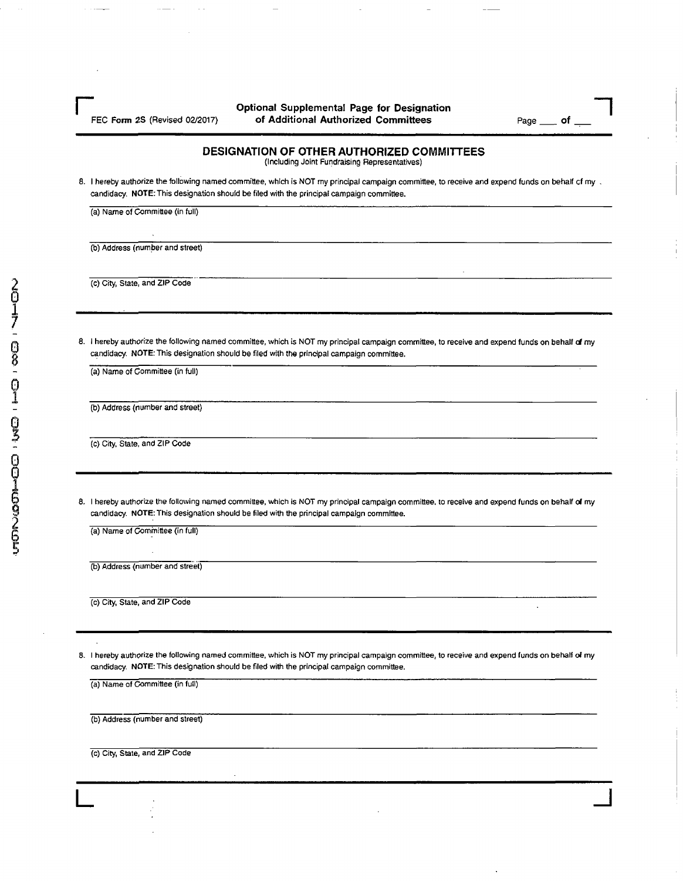FEC Form 2S (Revised 02/2017)

**Optional Supplemental Page for Designation of Additional Authorized Committees**

Page ___ of ___

## DESIGNATION OF OTHER AUTHORIZED COMMITTEES

(Including Joint Fundraising Representatives)

8. I hereby authorize the following named committee, which is NOT my principal campaign committee, to receive and expend funds on behalf of my candidacy. **NOTE:** This designation should be filed with the principal campaign committee.

(a) Name of Committee (in full)

(b) Address (number and street)

(c) City, State, and ZIP Code

---

8. I hereby authorize the following named committee, which is NOT my principal campaign committee, to receive and expend funds on behalf of my candidacy. **NOTE:** This designation should be filed with the principal campaign committee.

(a) Name of Committee (in full)

(b) Address (number and street)

(c) City, State, and ZIP Code

---

8. I hereby authorize the following named committee, which is NOT my principal campaign committee, to receive and expend funds on behalf of my candidacy. **NOTE:** This designation should be filed with the principal campaign committee.

(a) Name of Committee (in full)

(b) Address (number and street)

(c) City, State, and ZIP Code

---

8. I hereby authorize the following named committee, which is NOT my principal campaign committee, to receive and expend funds on behalf of my candidacy. **NOTE:** This designation should be filed with the principal campaign committee.

(a) Name of Committee (in full)

(b) Address (number and street)

(c) City, State, and ZIP Code

201708010300169265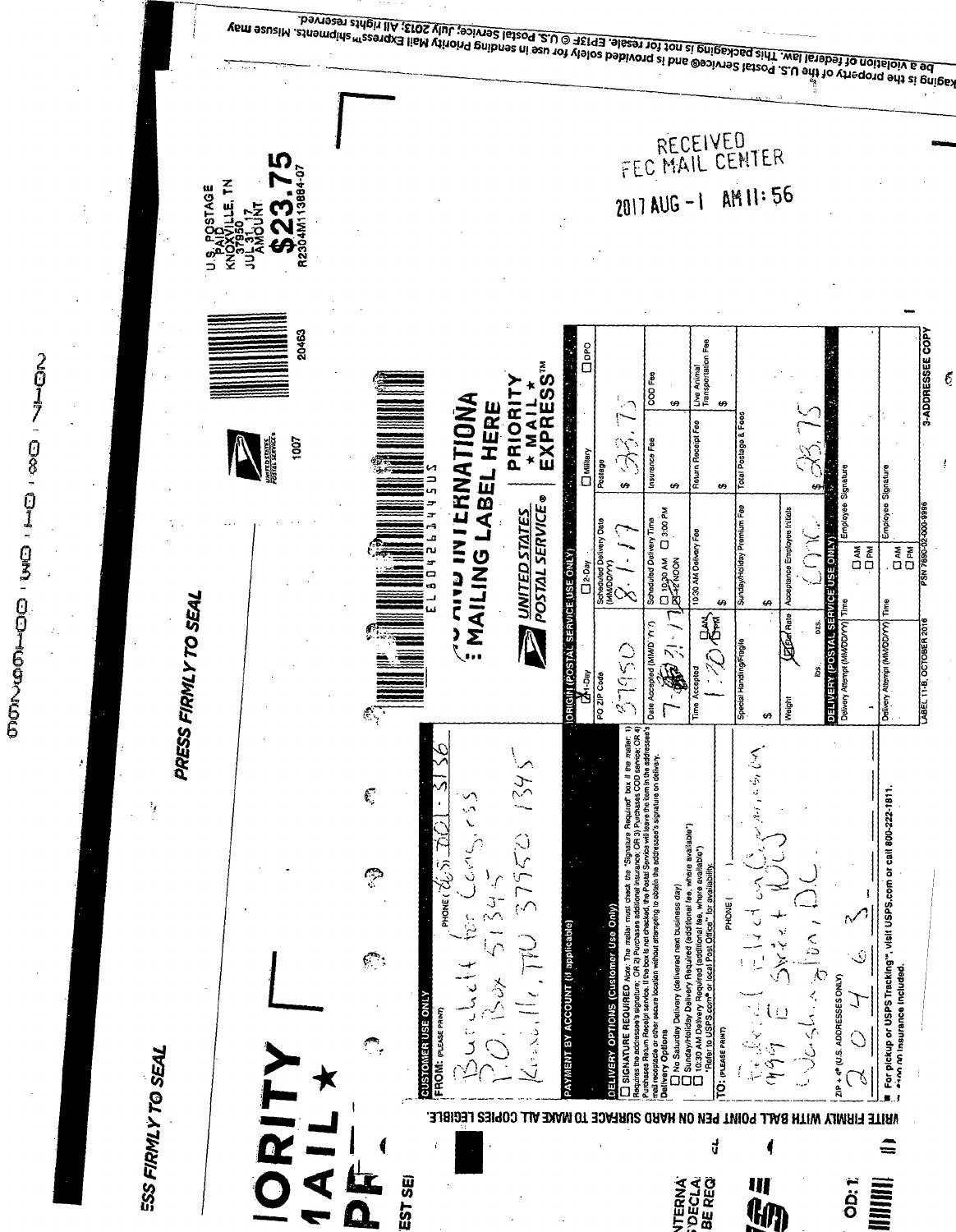201700140017002

RECEIVED
FEC MAIL CENTER

2017 AUG -1 AM 11:56

U.S. POSTAGE
PAID
KNOXVILLE, TN
37950
JUL 31, 17
AMOUNT
**$23.75**
R2304M113884-07

20463

1007

PRESS FIRMLY TO SEAL

PRIORITY MAIL EXPRESS

EL 804261445 US

**UNITED STATES POSTAL SERVICE®** | **PRIORITY ★ MAIL ★ EXPRESS™**

**CUSTOMER USE ONLY**

FROM: (PLEASE PRINT) PHONE (865) 701-3136

Burchett for Congress
P.O. Box 51345
Knoxville, TN 37950 1345

PAYMENT BY ACCOUNT (if applicable)

DELIVERY OPTIONS (Customer Use Only)

☐ SIGNATURE REQUIRED Note: The mailer must check the "Signature Required" box if the mailer: 1) Requires the addressee's signature; OR 2) Purchases additional insurance; OR 3) Purchases COD service; OR 4) Purchases Return Receipt service. If the box is not checked, the Postal Service will leave the item in the addressee's mail receptacle or other secure location without attempting to obtain the addressee's signature on delivery.

Delivery Options
☐ No Saturday Delivery (delivered next business day)
☐ Sunday/Holiday Delivery Required (additional fee, where available*)
☐ 10:30 AM Delivery Required (additional fee, where available*)
*Refer to USPS.com® or local Post Office™ for availability.

TO: (PLEASE PRINT) PHONE ( )

Federal Election Commission
999 E Street NW
Washington, DC

ZIP + 4® (U.S. ADDRESSES ONLY)
20463

■ For pickup or USPS Tracking™, visit USPS.com or call 800-222-1811.
■ $100.00 insurance included.

**ORIGIN (POSTAL SERVICE USE ONLY)**

| ☒ 1-Day | ☐ 2-Day | ☐ Military | ☐ DPO |
|---|---|---|---|
| PO ZIP Code: 37950 | Scheduled Delivery Date (MM/DD/YY): 8-1-17 | Postage: $ 23.75 | |
| Date Accepted (MM/DD/YY): 7-31-17 | Scheduled Delivery Time: ☐ 10:30 AM ☐ 3:00 PM ☒ 12 NOON | Insurance Fee: $ | COD Fee: $ |
| Time Accepted: 1:30 ☐ AM ☒ PM | 10:30 AM Delivery Fee: $ | Return Receipt Fee: $ | Live Animal Transportation Fee: $ |
| Special Handling/Fragile: $ | Sunday/Holiday Premium Fee: $ | Total Postage & Fees: | |
| Weight: ☒ Flat Rate lbs. ozs. | Acceptance Employee Initials: CDC | $ 23.75 | |

**DELIVERY (POSTAL SERVICE USE ONLY)**

| Delivery Attempt (MM/DD/YY) | Time | Employee Signature |
|---|---|---|
| | ☐ AM ☐ PM | |
| | ☐ AM ☐ PM | |

LABEL 11-B, OCTOBER 2016 PSN 7690-02-000-9996 3-ADDRESSEE COPY

WRITE FIRMLY WITH BALL POINT PEN ON HARD SURFACE TO MAKE ALL COPIES LEGIBLE.

This packaging is the property of the U.S. Postal Service® and is provided solely for use in sending Priority Mail Express™ shipments. Misuse may be a violation of federal law. This packaging is not for resale. EP13F © U.S. Postal Service; July 2013; All rights reserved.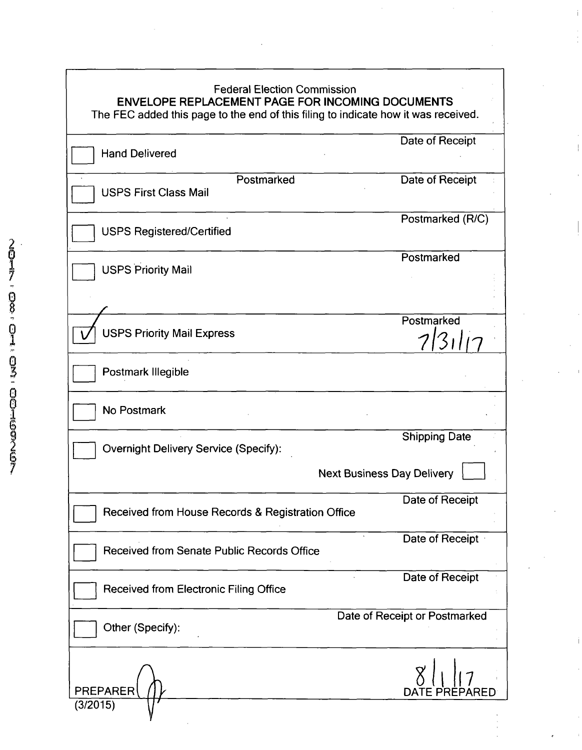Federal Election Commission

**ENVELOPE REPLACEMENT PAGE FOR INCOMING DOCUMENTS**

The FEC added this page to the end of this filing to indicate how it was received.

| | | |
|---|---|---|
| ☐ Hand Delivered | | Date of Receipt |
| ☐ USPS First Class Mail | Postmarked | Date of Receipt |
| ☐ USPS Registered/Certified | | Postmarked (R/C) |
| ☐ USPS Priority Mail | | Postmarked |
| ☑ USPS Priority Mail Express | | Postmarked 7/31/17 |
| ☐ Postmark Illegible | | |
| ☐ No Postmark | | |
| ☐ Overnight Delivery Service (Specify): | Next Business Day Delivery ☐ | Shipping Date |
| ☐ Received from House Records & Registration Office | | Date of Receipt |
| ☐ Received from Senate Public Records Office | | Date of Receipt |
| ☐ Received from Electronic Filing Office | | Date of Receipt |
| ☐ Other (Specify): | | Date of Receipt or Postmarked |

PREPARER

8/1/17
DATE PREPARED

(3/2015)

2017-08-01-03-0016926 7